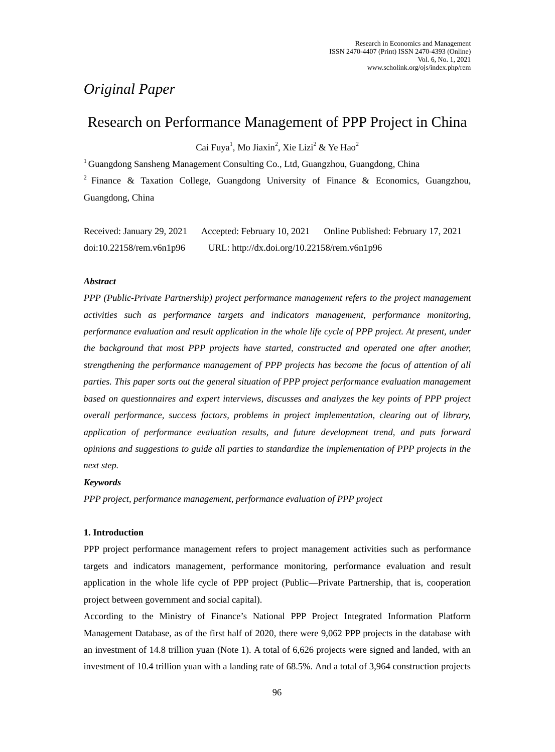*Original Paper*

# Research on Performance Management of PPP Project in China

Cai Fuya[1], Mo Jiaxin[2], Xie Lizi[2] & Ye Hao[2]

[1] Guangdong Sansheng Management Consulting Co., Ltd, Guangzhou, Guangdong, China

[2] Finance & Taxation College, Guangdong University of Finance & Economics, Guangzhou, Guangdong, China

Received: January 29, 2021 Accepted: February 10, 2021 Online Published: February 17, 2021

doi:10.22158/rem.v6n1p96 URL: http://dx.doi.org/10.22158/rem.v6n1p96

***Abstract***

*PPP (Public-Private Partnership) project performance management refers to the project management activities such as performance targets and indicators management, performance monitoring, performance evaluation and result application in the whole life cycle of PPP project. At present, under the background that most PPP projects have started, constructed and operated one after another, strengthening the performance management of PPP projects has become the focus of attention of all parties. This paper sorts out the general situation of PPP project performance evaluation management based on questionnaires and expert interviews, discusses and analyzes the key points of PPP project overall performance, success factors, problems in project implementation, clearing out of library, application of performance evaluation results, and future development trend, and puts forward opinions and suggestions to guide all parties to standardize the implementation of PPP projects in the next step.*

***Keywords***

*PPP project, performance management, performance evaluation of PPP project*

## 1. Introduction

PPP project performance management refers to project management activities such as performance targets and indicators management, performance monitoring, performance evaluation and result application in the whole life cycle of PPP project (Public—Private Partnership, that is, cooperation project between government and social capital).

According to the Ministry of Finance's National PPP Project Integrated Information Platform Management Database, as of the first half of 2020, there were 9,062 PPP projects in the database with an investment of 14.8 trillion yuan (Note 1). A total of 6,626 projects were signed and landed, with an investment of 10.4 trillion yuan with a landing rate of 68.5%. And a total of 3,964 construction projects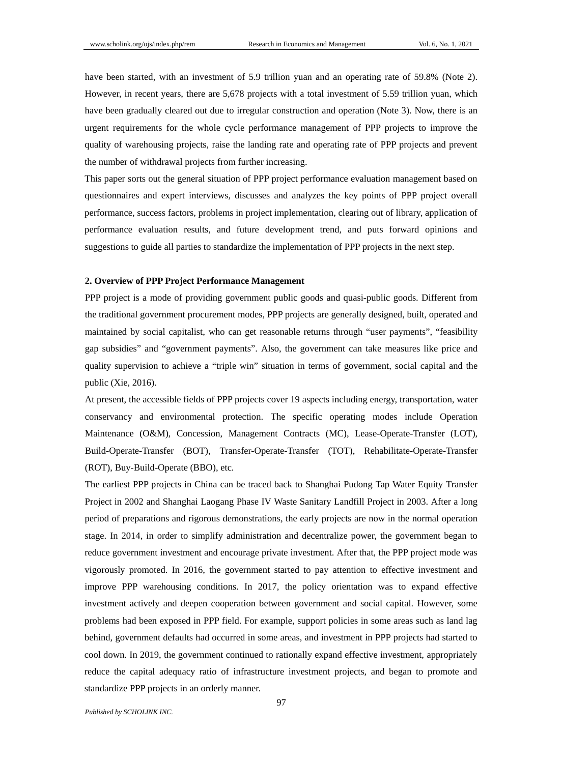have been started, with an investment of 5.9 trillion yuan and an operating rate of 59.8% (Note 2). However, in recent years, there are 5,678 projects with a total investment of 5.59 trillion yuan, which have been gradually cleared out due to irregular construction and operation (Note 3). Now, there is an urgent requirements for the whole cycle performance management of PPP projects to improve the quality of warehousing projects, raise the landing rate and operating rate of PPP projects and prevent the number of withdrawal projects from further increasing.

This paper sorts out the general situation of PPP project performance evaluation management based on questionnaires and expert interviews, discusses and analyzes the key points of PPP project overall performance, success factors, problems in project implementation, clearing out of library, application of performance evaluation results, and future development trend, and puts forward opinions and suggestions to guide all parties to standardize the implementation of PPP projects in the next step.

## 2. Overview of PPP Project Performance Management

PPP project is a mode of providing government public goods and quasi-public goods. Different from the traditional government procurement modes, PPP projects are generally designed, built, operated and maintained by social capitalist, who can get reasonable returns through "user payments", "feasibility gap subsidies" and "government payments". Also, the government can take measures like price and quality supervision to achieve a "triple win" situation in terms of government, social capital and the public (Xie, 2016).

At present, the accessible fields of PPP projects cover 19 aspects including energy, transportation, water conservancy and environmental protection. The specific operating modes include Operation Maintenance (O&M), Concession, Management Contracts (MC), Lease-Operate-Transfer (LOT), Build-Operate-Transfer (BOT), Transfer-Operate-Transfer (TOT), Rehabilitate-Operate-Transfer (ROT), Buy-Build-Operate (BBO), etc.

The earliest PPP projects in China can be traced back to Shanghai Pudong Tap Water Equity Transfer Project in 2002 and Shanghai Laogang Phase IV Waste Sanitary Landfill Project in 2003. After a long period of preparations and rigorous demonstrations, the early projects are now in the normal operation stage. In 2014, in order to simplify administration and decentralize power, the government began to reduce government investment and encourage private investment. After that, the PPP project mode was vigorously promoted. In 2016, the government started to pay attention to effective investment and improve PPP warehousing conditions. In 2017, the policy orientation was to expand effective investment actively and deepen cooperation between government and social capital. However, some problems had been exposed in PPP field. For example, support policies in some areas such as land lag behind, government defaults had occurred in some areas, and investment in PPP projects had started to cool down. In 2019, the government continued to rationally expand effective investment, appropriately reduce the capital adequacy ratio of infrastructure investment projects, and began to promote and standardize PPP projects in an orderly manner.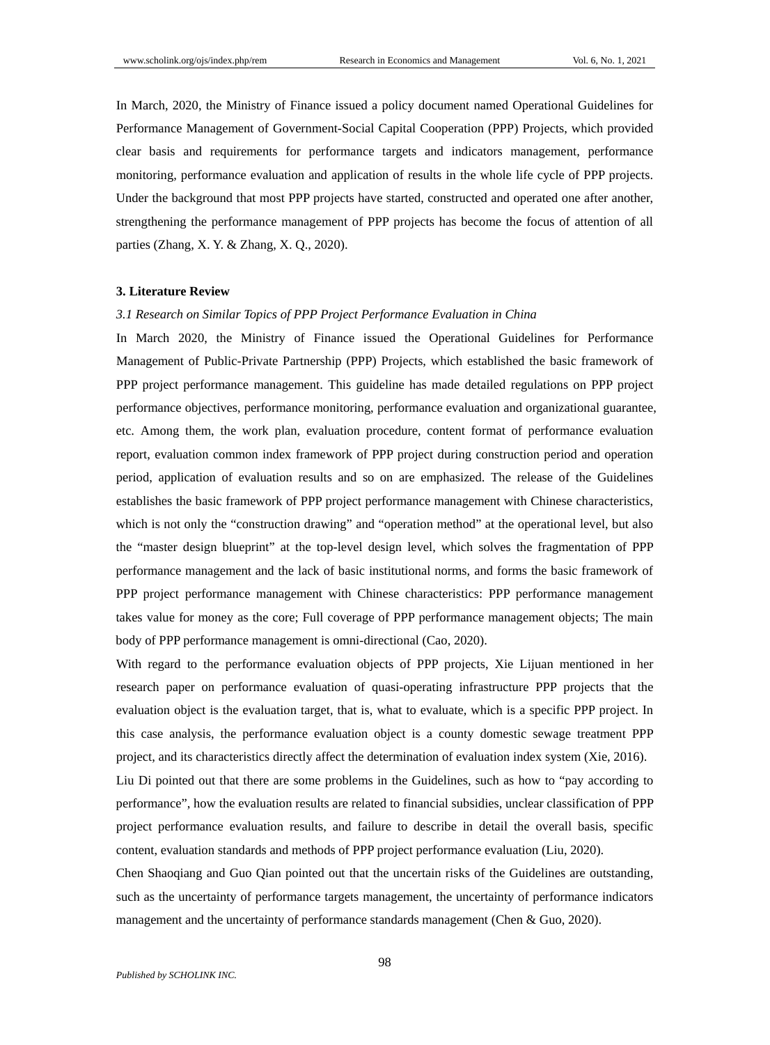In March, 2020, the Ministry of Finance issued a policy document named Operational Guidelines for Performance Management of Government-Social Capital Cooperation (PPP) Projects, which provided clear basis and requirements for performance targets and indicators management, performance monitoring, performance evaluation and application of results in the whole life cycle of PPP projects. Under the background that most PPP projects have started, constructed and operated one after another, strengthening the performance management of PPP projects has become the focus of attention of all parties (Zhang, X. Y. & Zhang, X. Q., 2020).

## 3. Literature Review

### *3.1 Research on Similar Topics of PPP Project Performance Evaluation in China*

In March 2020, the Ministry of Finance issued the Operational Guidelines for Performance Management of Public-Private Partnership (PPP) Projects, which established the basic framework of PPP project performance management. This guideline has made detailed regulations on PPP project performance objectives, performance monitoring, performance evaluation and organizational guarantee, etc. Among them, the work plan, evaluation procedure, content format of performance evaluation report, evaluation common index framework of PPP project during construction period and operation period, application of evaluation results and so on are emphasized. The release of the Guidelines establishes the basic framework of PPP project performance management with Chinese characteristics, which is not only the "construction drawing" and "operation method" at the operational level, but also the "master design blueprint" at the top-level design level, which solves the fragmentation of PPP performance management and the lack of basic institutional norms, and forms the basic framework of PPP project performance management with Chinese characteristics: PPP performance management takes value for money as the core; Full coverage of PPP performance management objects; The main body of PPP performance management is omni-directional (Cao, 2020).

With regard to the performance evaluation objects of PPP projects, Xie Lijuan mentioned in her research paper on performance evaluation of quasi-operating infrastructure PPP projects that the evaluation object is the evaluation target, that is, what to evaluate, which is a specific PPP project. In this case analysis, the performance evaluation object is a county domestic sewage treatment PPP project, and its characteristics directly affect the determination of evaluation index system (Xie, 2016).

Liu Di pointed out that there are some problems in the Guidelines, such as how to "pay according to performance", how the evaluation results are related to financial subsidies, unclear classification of PPP project performance evaluation results, and failure to describe in detail the overall basis, specific content, evaluation standards and methods of PPP project performance evaluation (Liu, 2020).

Chen Shaoqiang and Guo Qian pointed out that the uncertain risks of the Guidelines are outstanding, such as the uncertainty of performance targets management, the uncertainty of performance indicators management and the uncertainty of performance standards management (Chen & Guo, 2020).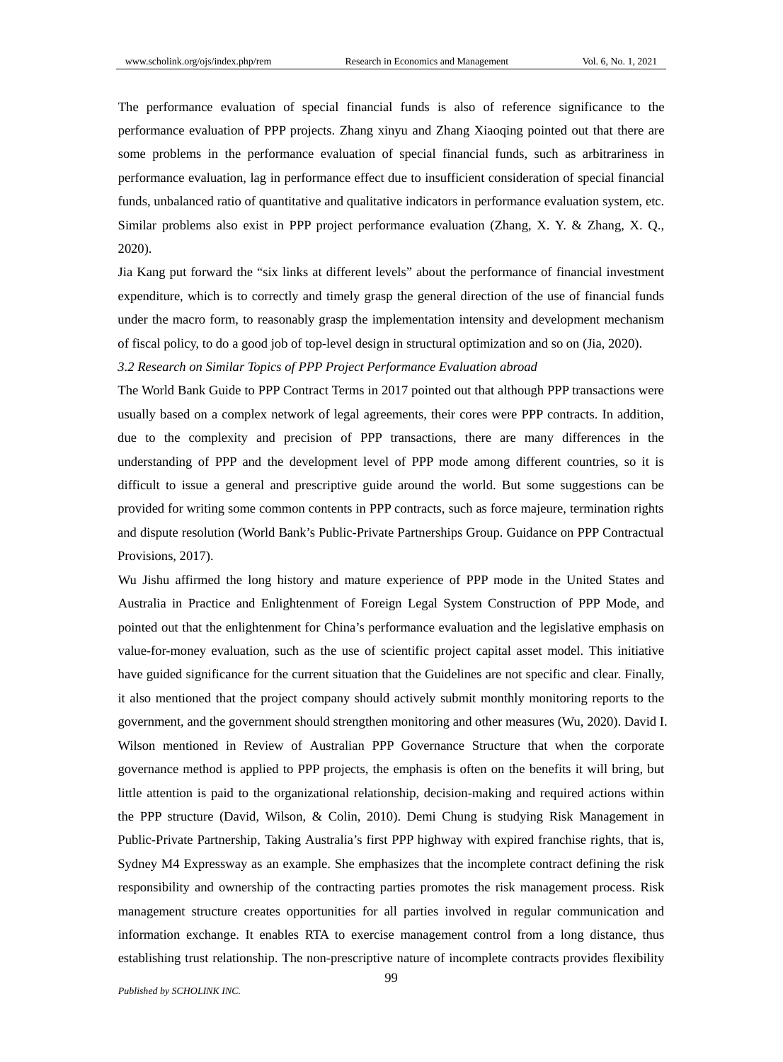The performance evaluation of special financial funds is also of reference significance to the performance evaluation of PPP projects. Zhang xinyu and Zhang Xiaoqing pointed out that there are some problems in the performance evaluation of special financial funds, such as arbitrariness in performance evaluation, lag in performance effect due to insufficient consideration of special financial funds, unbalanced ratio of quantitative and qualitative indicators in performance evaluation system, etc. Similar problems also exist in PPP project performance evaluation (Zhang, X. Y. & Zhang, X. Q., 2020).

Jia Kang put forward the "six links at different levels" about the performance of financial investment expenditure, which is to correctly and timely grasp the general direction of the use of financial funds under the macro form, to reasonably grasp the implementation intensity and development mechanism of fiscal policy, to do a good job of top-level design in structural optimization and so on (Jia, 2020).

### *3.2 Research on Similar Topics of PPP Project Performance Evaluation abroad*

The World Bank Guide to PPP Contract Terms in 2017 pointed out that although PPP transactions were usually based on a complex network of legal agreements, their cores were PPP contracts. In addition, due to the complexity and precision of PPP transactions, there are many differences in the understanding of PPP and the development level of PPP mode among different countries, so it is difficult to issue a general and prescriptive guide around the world. But some suggestions can be provided for writing some common contents in PPP contracts, such as force majeure, termination rights and dispute resolution (World Bank's Public-Private Partnerships Group. Guidance on PPP Contractual Provisions, 2017).

Wu Jishu affirmed the long history and mature experience of PPP mode in the United States and Australia in Practice and Enlightenment of Foreign Legal System Construction of PPP Mode, and pointed out that the enlightenment for China's performance evaluation and the legislative emphasis on value-for-money evaluation, such as the use of scientific project capital asset model. This initiative have guided significance for the current situation that the Guidelines are not specific and clear. Finally, it also mentioned that the project company should actively submit monthly monitoring reports to the government, and the government should strengthen monitoring and other measures (Wu, 2020). David I. Wilson mentioned in Review of Australian PPP Governance Structure that when the corporate governance method is applied to PPP projects, the emphasis is often on the benefits it will bring, but little attention is paid to the organizational relationship, decision-making and required actions within the PPP structure (David, Wilson, & Colin, 2010). Demi Chung is studying Risk Management in Public-Private Partnership, Taking Australia's first PPP highway with expired franchise rights, that is, Sydney M4 Expressway as an example. She emphasizes that the incomplete contract defining the risk responsibility and ownership of the contracting parties promotes the risk management process. Risk management structure creates opportunities for all parties involved in regular communication and information exchange. It enables RTA to exercise management control from a long distance, thus establishing trust relationship. The non-prescriptive nature of incomplete contracts provides flexibility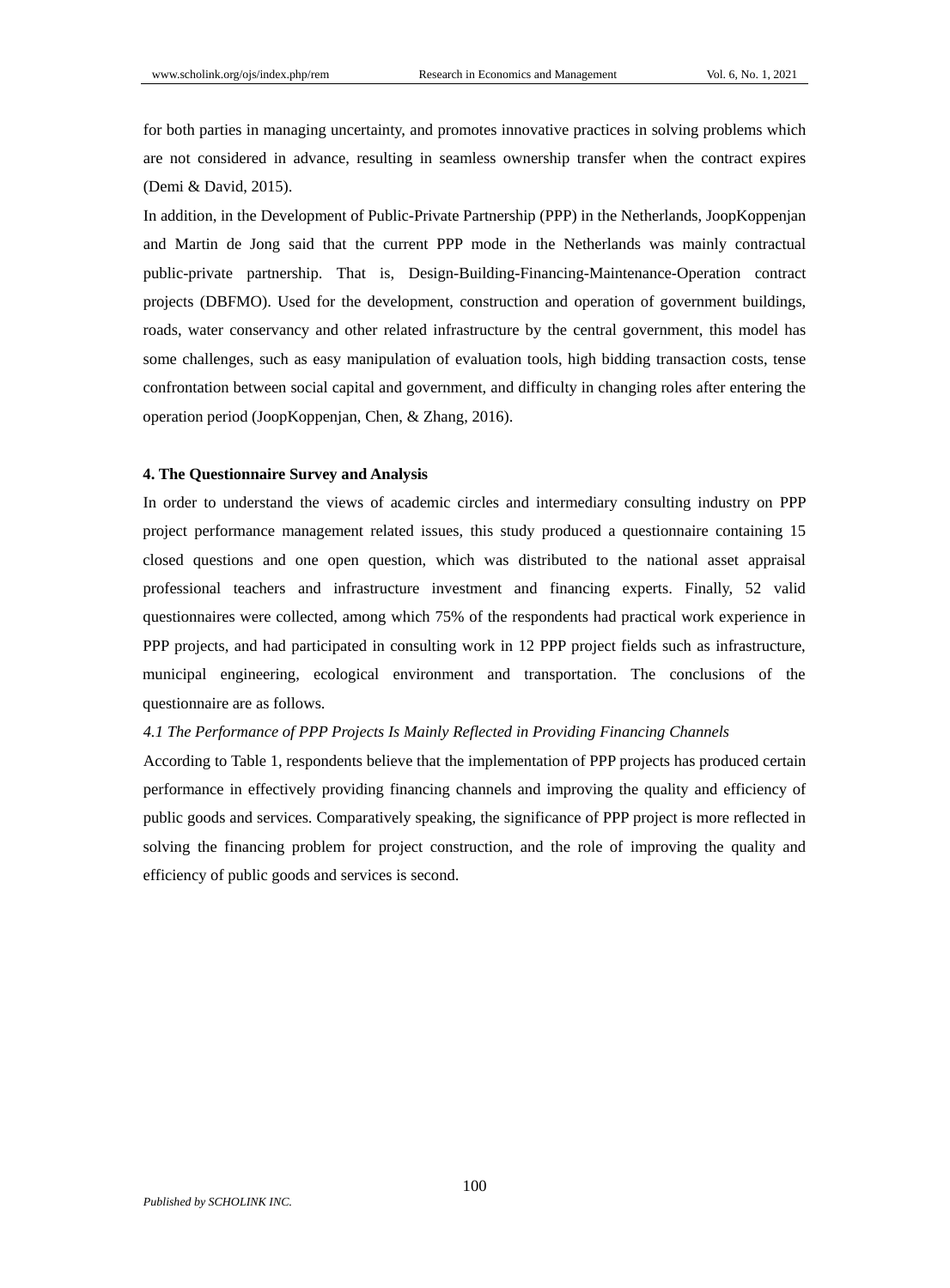for both parties in managing uncertainty, and promotes innovative practices in solving problems which are not considered in advance, resulting in seamless ownership transfer when the contract expires (Demi & David, 2015).

In addition, in the Development of Public-Private Partnership (PPP) in the Netherlands, JoopKoppenjan and Martin de Jong said that the current PPP mode in the Netherlands was mainly contractual public-private partnership. That is, Design-Building-Financing-Maintenance-Operation contract projects (DBFMO). Used for the development, construction and operation of government buildings, roads, water conservancy and other related infrastructure by the central government, this model has some challenges, such as easy manipulation of evaluation tools, high bidding transaction costs, tense confrontation between social capital and government, and difficulty in changing roles after entering the operation period (JoopKoppenjan, Chen, & Zhang, 2016).

## 4. The Questionnaire Survey and Analysis

In order to understand the views of academic circles and intermediary consulting industry on PPP project performance management related issues, this study produced a questionnaire containing 15 closed questions and one open question, which was distributed to the national asset appraisal professional teachers and infrastructure investment and financing experts. Finally, 52 valid questionnaires were collected, among which 75% of the respondents had practical work experience in PPP projects, and had participated in consulting work in 12 PPP project fields such as infrastructure, municipal engineering, ecological environment and transportation. The conclusions of the questionnaire are as follows.

### *4.1 The Performance of PPP Projects Is Mainly Reflected in Providing Financing Channels*

According to Table 1, respondents believe that the implementation of PPP projects has produced certain performance in effectively providing financing channels and improving the quality and efficiency of public goods and services. Comparatively speaking, the significance of PPP project is more reflected in solving the financing problem for project construction, and the role of improving the quality and efficiency of public goods and services is second.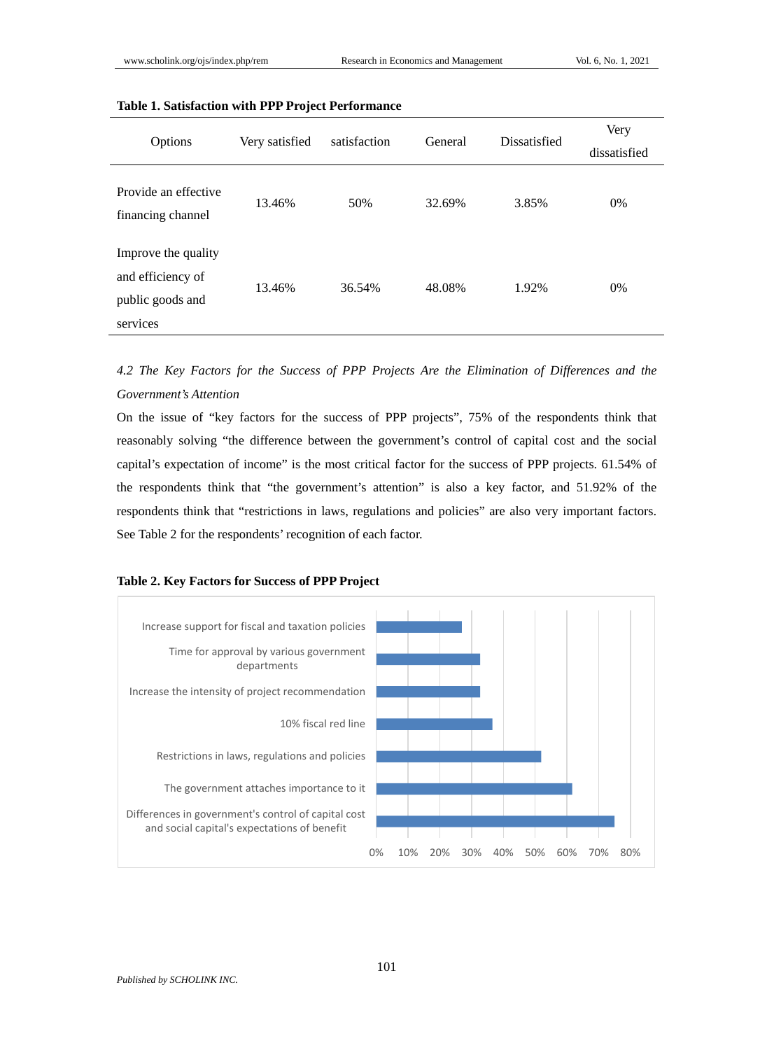**Table 1. Satisfaction with PPP Project Performance**

| Options | Very satisfied | satisfaction | General | Dissatisfied | Very dissatisfied |
|---|---|---|---|---|---|
| Provide an effective financing channel | 13.46% | 50% | 32.69% | 3.85% | 0% |
| Improve the quality and efficiency of public goods and services | 13.46% | 36.54% | 48.08% | 1.92% | 0% |

*4.2 The Key Factors for the Success of PPP Projects Are the Elimination of Differences and the Government's Attention*

On the issue of "key factors for the success of PPP projects", 75% of the respondents think that reasonably solving "the difference between the government's control of capital cost and the social capital's expectation of income" is the most critical factor for the success of PPP projects. 61.54% of the respondents think that "the government's attention" is also a key factor, and 51.92% of the respondents think that "restrictions in laws, regulations and policies" are also very important factors. See Table 2 for the respondents' recognition of each factor.

**Table 2. Key Factors for Success of PPP Project**

- Increase support for fiscal and taxation policies
- Time for approval by various government departments
- Increase the intensity of project recommendation
- 10% fiscal red line
- Restrictions in laws, regulations and policies
- The government attaches importance to it
- Differences in government's control of capital cost and social capital's expectations of benefit

0% 10% 20% 30% 40% 50% 60% 70% 80%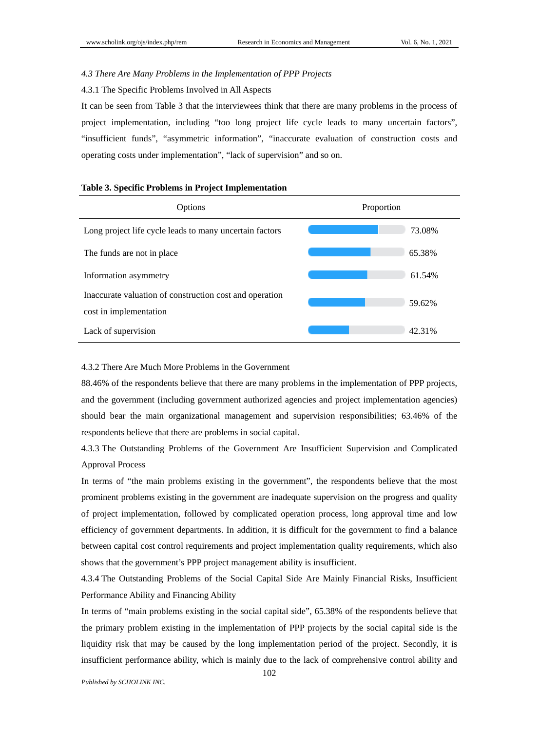### *4.3 There Are Many Problems in the Implementation of PPP Projects*

#### 4.3.1 The Specific Problems Involved in All Aspects

It can be seen from Table 3 that the interviewees think that there are many problems in the process of project implementation, including "too long project life cycle leads to many uncertain factors", "insufficient funds", "asymmetric information", "inaccurate evaluation of construction costs and operating costs under implementation", "lack of supervision" and so on.

**Table 3. Specific Problems in Project Implementation**

| Options | Proportion |
|---|---|
| Long project life cycle leads to many uncertain factors | 73.08% |
| The funds are not in place | 65.38% |
| Information asymmetry | 61.54% |
| Inaccurate valuation of construction cost and operation cost in implementation | 59.62% |
| Lack of supervision | 42.31% |

#### 4.3.2 There Are Much More Problems in the Government

88.46% of the respondents believe that there are many problems in the implementation of PPP projects, and the government (including government authorized agencies and project implementation agencies) should bear the main organizational management and supervision responsibilities; 63.46% of the respondents believe that there are problems in social capital.

#### 4.3.3 The Outstanding Problems of the Government Are Insufficient Supervision and Complicated Approval Process

In terms of "the main problems existing in the government", the respondents believe that the most prominent problems existing in the government are inadequate supervision on the progress and quality of project implementation, followed by complicated operation process, long approval time and low efficiency of government departments. In addition, it is difficult for the government to find a balance between capital cost control requirements and project implementation quality requirements, which also shows that the government's PPP project management ability is insufficient.

#### 4.3.4 The Outstanding Problems of the Social Capital Side Are Mainly Financial Risks, Insufficient Performance Ability and Financing Ability

In terms of "main problems existing in the social capital side", 65.38% of the respondents believe that the primary problem existing in the implementation of PPP projects by the social capital side is the liquidity risk that may be caused by the long implementation period of the project. Secondly, it is insufficient performance ability, which is mainly due to the lack of comprehensive control ability and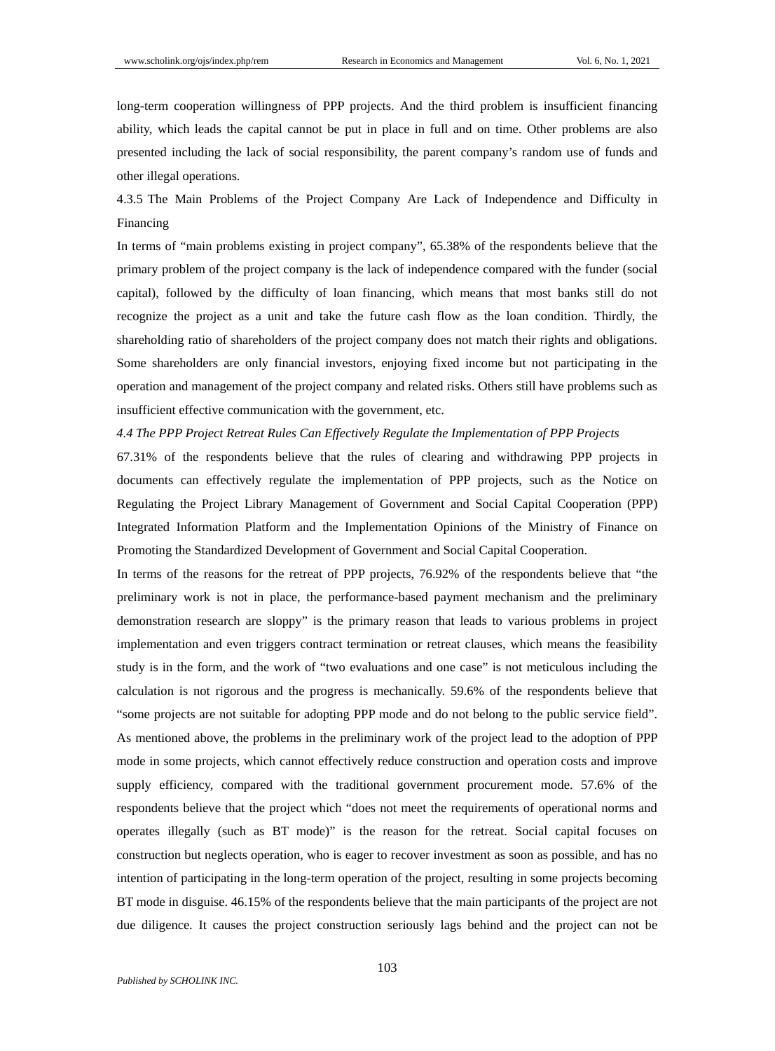long-term cooperation willingness of PPP projects. And the third problem is insufficient financing ability, which leads the capital cannot be put in place in full and on time. Other problems are also presented including the lack of social responsibility, the parent company's random use of funds and other illegal operations.

#### 4.3.5 The Main Problems of the Project Company Are Lack of Independence and Difficulty in Financing

In terms of "main problems existing in project company", 65.38% of the respondents believe that the primary problem of the project company is the lack of independence compared with the funder (social capital), followed by the difficulty of loan financing, which means that most banks still do not recognize the project as a unit and take the future cash flow as the loan condition. Thirdly, the shareholding ratio of shareholders of the project company does not match their rights and obligations. Some shareholders are only financial investors, enjoying fixed income but not participating in the operation and management of the project company and related risks. Others still have problems such as insufficient effective communication with the government, etc.

### *4.4 The PPP Project Retreat Rules Can Effectively Regulate the Implementation of PPP Projects*

67.31% of the respondents believe that the rules of clearing and withdrawing PPP projects in documents can effectively regulate the implementation of PPP projects, such as the Notice on Regulating the Project Library Management of Government and Social Capital Cooperation (PPP) Integrated Information Platform and the Implementation Opinions of the Ministry of Finance on Promoting the Standardized Development of Government and Social Capital Cooperation.

In terms of the reasons for the retreat of PPP projects, 76.92% of the respondents believe that "the preliminary work is not in place, the performance-based payment mechanism and the preliminary demonstration research are sloppy" is the primary reason that leads to various problems in project implementation and even triggers contract termination or retreat clauses, which means the feasibility study is in the form, and the work of "two evaluations and one case" is not meticulous including the calculation is not rigorous and the progress is mechanically. 59.6% of the respondents believe that "some projects are not suitable for adopting PPP mode and do not belong to the public service field". As mentioned above, the problems in the preliminary work of the project lead to the adoption of PPP mode in some projects, which cannot effectively reduce construction and operation costs and improve supply efficiency, compared with the traditional government procurement mode. 57.6% of the respondents believe that the project which "does not meet the requirements of operational norms and operates illegally (such as BT mode)" is the reason for the retreat. Social capital focuses on construction but neglects operation, who is eager to recover investment as soon as possible, and has no intention of participating in the long-term operation of the project, resulting in some projects becoming BT mode in disguise. 46.15% of the respondents believe that the main participants of the project are not due diligence. It causes the project construction seriously lags behind and the project can not be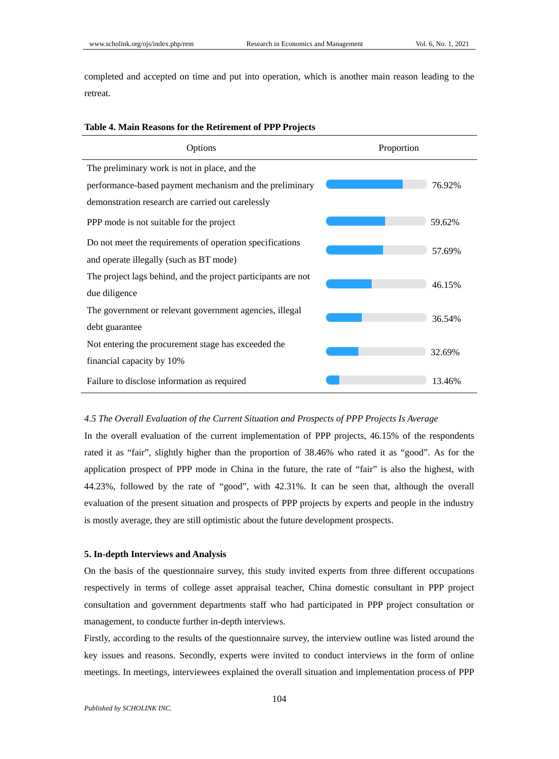completed and accepted on time and put into operation, which is another main reason leading to the retreat.

**Table 4. Main Reasons for the Retirement of PPP Projects**

| Options | Proportion |
| --- | --- |
| The preliminary work is not in place, and the performance-based payment mechanism and the preliminary demonstration research are carried out carelessly | 76.92% |
| PPP mode is not suitable for the project | 59.62% |
| Do not meet the requirements of operation specifications and operate illegally (such as BT mode) | 57.69% |
| The project lags behind, and the project participants are not due diligence | 46.15% |
| The government or relevant government agencies, illegal debt guarantee | 36.54% |
| Not entering the procurement stage has exceeded the financial capacity by 10% | 32.69% |
| Failure to disclose information as required | 13.46% |

### *4.5 The Overall Evaluation of the Current Situation and Prospects of PPP Projects Is Average*

In the overall evaluation of the current implementation of PPP projects, 46.15% of the respondents rated it as "fair", slightly higher than the proportion of 38.46% who rated it as "good". As for the application prospect of PPP mode in China in the future, the rate of "fair" is also the highest, with 44.23%, followed by the rate of "good", with 42.31%. It can be seen that, although the overall evaluation of the present situation and prospects of PPP projects by experts and people in the industry is mostly average, they are still optimistic about the future development prospects.

## 5. In-depth Interviews and Analysis

On the basis of the questionnaire survey, this study invited experts from three different occupations respectively in terms of college asset appraisal teacher, China domestic consultant in PPP project consultation and government departments staff who had participated in PPP project consultation or management, to conducte further in-depth interviews.

Firstly, according to the results of the questionnaire survey, the interview outline was listed around the key issues and reasons. Secondly, experts were invited to conduct interviews in the form of online meetings. In meetings, interviewees explained the overall situation and implementation process of PPP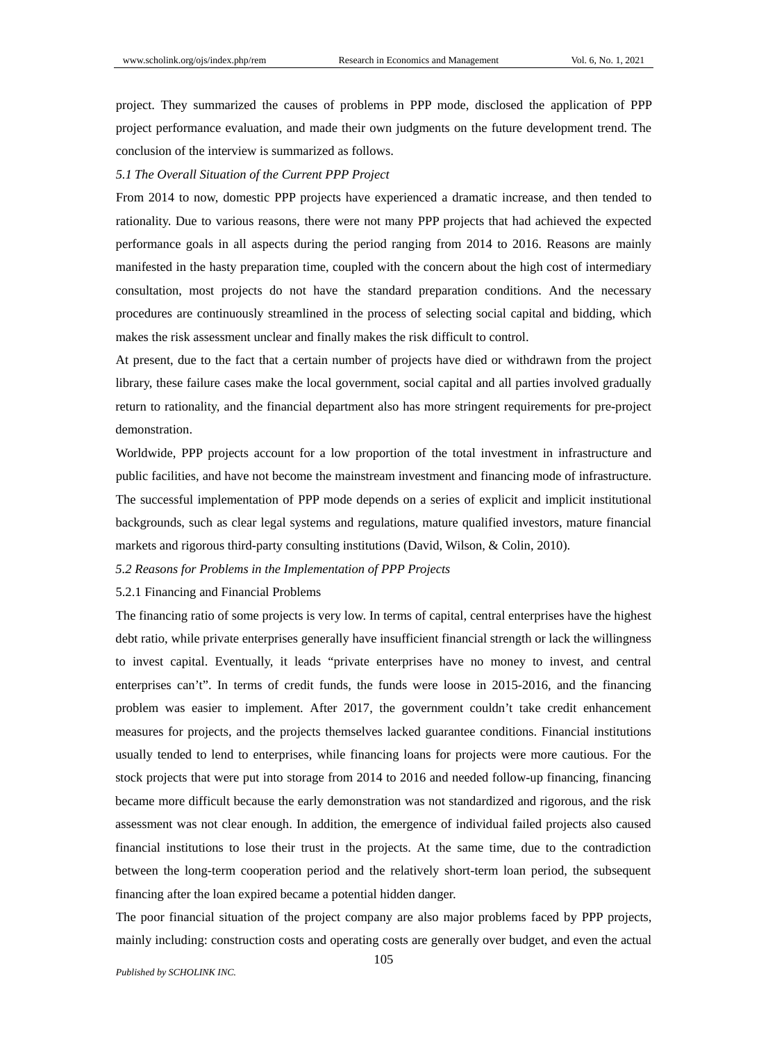project. They summarized the causes of problems in PPP mode, disclosed the application of PPP project performance evaluation, and made their own judgments on the future development trend. The conclusion of the interview is summarized as follows.

### *5.1 The Overall Situation of the Current PPP Project*

From 2014 to now, domestic PPP projects have experienced a dramatic increase, and then tended to rationality. Due to various reasons, there were not many PPP projects that had achieved the expected performance goals in all aspects during the period ranging from 2014 to 2016. Reasons are mainly manifested in the hasty preparation time, coupled with the concern about the high cost of intermediary consultation, most projects do not have the standard preparation conditions. And the necessary procedures are continuously streamlined in the process of selecting social capital and bidding, which makes the risk assessment unclear and finally makes the risk difficult to control.

At present, due to the fact that a certain number of projects have died or withdrawn from the project library, these failure cases make the local government, social capital and all parties involved gradually return to rationality, and the financial department also has more stringent requirements for pre-project demonstration.

Worldwide, PPP projects account for a low proportion of the total investment in infrastructure and public facilities, and have not become the mainstream investment and financing mode of infrastructure. The successful implementation of PPP mode depends on a series of explicit and implicit institutional backgrounds, such as clear legal systems and regulations, mature qualified investors, mature financial markets and rigorous third-party consulting institutions (David, Wilson, & Colin, 2010).

### *5.2 Reasons for Problems in the Implementation of PPP Projects*

#### 5.2.1 Financing and Financial Problems

The financing ratio of some projects is very low. In terms of capital, central enterprises have the highest debt ratio, while private enterprises generally have insufficient financial strength or lack the willingness to invest capital. Eventually, it leads "private enterprises have no money to invest, and central enterprises can't". In terms of credit funds, the funds were loose in 2015-2016, and the financing problem was easier to implement. After 2017, the government couldn't take credit enhancement measures for projects, and the projects themselves lacked guarantee conditions. Financial institutions usually tended to lend to enterprises, while financing loans for projects were more cautious. For the stock projects that were put into storage from 2014 to 2016 and needed follow-up financing, financing became more difficult because the early demonstration was not standardized and rigorous, and the risk assessment was not clear enough. In addition, the emergence of individual failed projects also caused financial institutions to lose their trust in the projects. At the same time, due to the contradiction between the long-term cooperation period and the relatively short-term loan period, the subsequent financing after the loan expired became a potential hidden danger.

The poor financial situation of the project company are also major problems faced by PPP projects, mainly including: construction costs and operating costs are generally over budget, and even the actual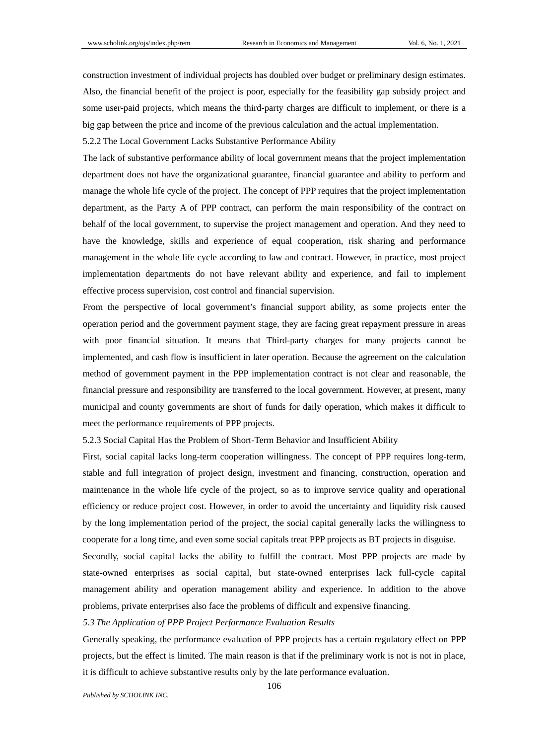construction investment of individual projects has doubled over budget or preliminary design estimates. Also, the financial benefit of the project is poor, especially for the feasibility gap subsidy project and some user-paid projects, which means the third-party charges are difficult to implement, or there is a big gap between the price and income of the previous calculation and the actual implementation.

#### 5.2.2 The Local Government Lacks Substantive Performance Ability

The lack of substantive performance ability of local government means that the project implementation department does not have the organizational guarantee, financial guarantee and ability to perform and manage the whole life cycle of the project. The concept of PPP requires that the project implementation department, as the Party A of PPP contract, can perform the main responsibility of the contract on behalf of the local government, to supervise the project management and operation. And they need to have the knowledge, skills and experience of equal cooperation, risk sharing and performance management in the whole life cycle according to law and contract. However, in practice, most project implementation departments do not have relevant ability and experience, and fail to implement effective process supervision, cost control and financial supervision.

From the perspective of local government's financial support ability, as some projects enter the operation period and the government payment stage, they are facing great repayment pressure in areas with poor financial situation. It means that Third-party charges for many projects cannot be implemented, and cash flow is insufficient in later operation. Because the agreement on the calculation method of government payment in the PPP implementation contract is not clear and reasonable, the financial pressure and responsibility are transferred to the local government. However, at present, many municipal and county governments are short of funds for daily operation, which makes it difficult to meet the performance requirements of PPP projects.

#### 5.2.3 Social Capital Has the Problem of Short-Term Behavior and Insufficient Ability

First, social capital lacks long-term cooperation willingness. The concept of PPP requires long-term, stable and full integration of project design, investment and financing, construction, operation and maintenance in the whole life cycle of the project, so as to improve service quality and operational efficiency or reduce project cost. However, in order to avoid the uncertainty and liquidity risk caused by the long implementation period of the project, the social capital generally lacks the willingness to cooperate for a long time, and even some social capitals treat PPP projects as BT projects in disguise.

Secondly, social capital lacks the ability to fulfill the contract. Most PPP projects are made by state-owned enterprises as social capital, but state-owned enterprises lack full-cycle capital management ability and operation management ability and experience. In addition to the above problems, private enterprises also face the problems of difficult and expensive financing.

### *5.3 The Application of PPP Project Performance Evaluation Results*

Generally speaking, the performance evaluation of PPP projects has a certain regulatory effect on PPP projects, but the effect is limited. The main reason is that if the preliminary work is not is not in place, it is difficult to achieve substantive results only by the late performance evaluation.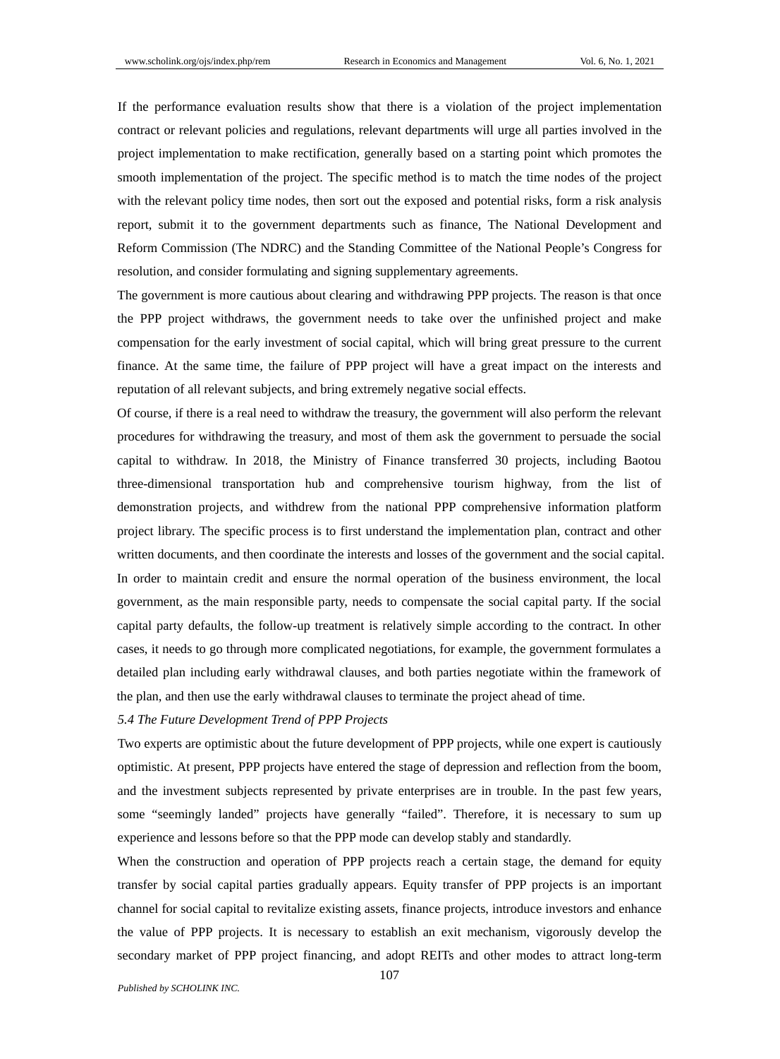If the performance evaluation results show that there is a violation of the project implementation contract or relevant policies and regulations, relevant departments will urge all parties involved in the project implementation to make rectification, generally based on a starting point which promotes the smooth implementation of the project. The specific method is to match the time nodes of the project with the relevant policy time nodes, then sort out the exposed and potential risks, form a risk analysis report, submit it to the government departments such as finance, The National Development and Reform Commission (The NDRC) and the Standing Committee of the National People's Congress for resolution, and consider formulating and signing supplementary agreements.

The government is more cautious about clearing and withdrawing PPP projects. The reason is that once the PPP project withdraws, the government needs to take over the unfinished project and make compensation for the early investment of social capital, which will bring great pressure to the current finance. At the same time, the failure of PPP project will have a great impact on the interests and reputation of all relevant subjects, and bring extremely negative social effects.

Of course, if there is a real need to withdraw the treasury, the government will also perform the relevant procedures for withdrawing the treasury, and most of them ask the government to persuade the social capital to withdraw. In 2018, the Ministry of Finance transferred 30 projects, including Baotou three-dimensional transportation hub and comprehensive tourism highway, from the list of demonstration projects, and withdrew from the national PPP comprehensive information platform project library. The specific process is to first understand the implementation plan, contract and other written documents, and then coordinate the interests and losses of the government and the social capital. In order to maintain credit and ensure the normal operation of the business environment, the local government, as the main responsible party, needs to compensate the social capital party. If the social capital party defaults, the follow-up treatment is relatively simple according to the contract. In other cases, it needs to go through more complicated negotiations, for example, the government formulates a detailed plan including early withdrawal clauses, and both parties negotiate within the framework of the plan, and then use the early withdrawal clauses to terminate the project ahead of time.

*5.4 The Future Development Trend of PPP Projects*

Two experts are optimistic about the future development of PPP projects, while one expert is cautiously optimistic. At present, PPP projects have entered the stage of depression and reflection from the boom, and the investment subjects represented by private enterprises are in trouble. In the past few years, some "seemingly landed" projects have generally "failed". Therefore, it is necessary to sum up experience and lessons before so that the PPP mode can develop stably and standardly.

When the construction and operation of PPP projects reach a certain stage, the demand for equity transfer by social capital parties gradually appears. Equity transfer of PPP projects is an important channel for social capital to revitalize existing assets, finance projects, introduce investors and enhance the value of PPP projects. It is necessary to establish an exit mechanism, vigorously develop the secondary market of PPP project financing, and adopt REITs and other modes to attract long-term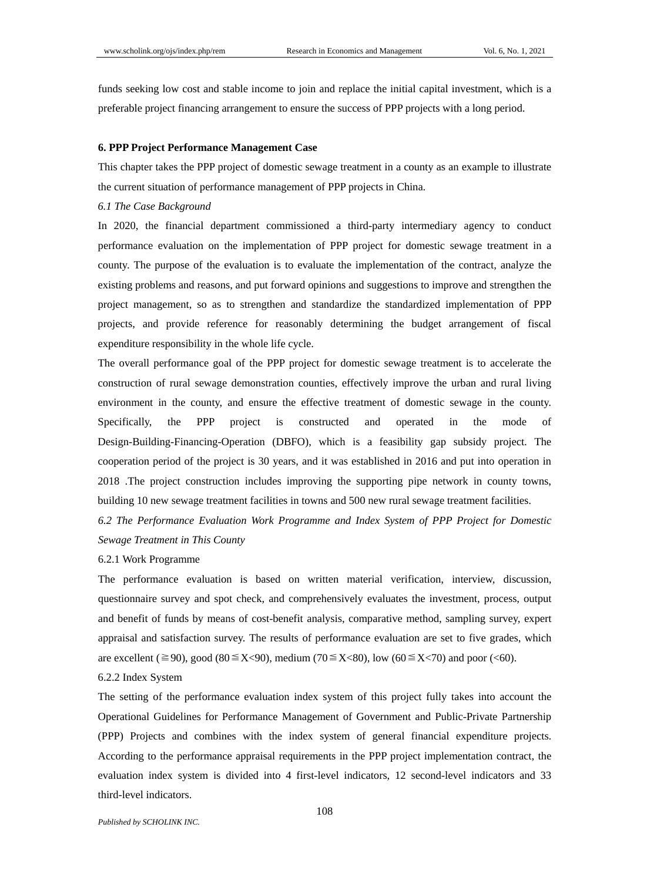funds seeking low cost and stable income to join and replace the initial capital investment, which is a preferable project financing arrangement to ensure the success of PPP projects with a long period.

## 6. PPP Project Performance Management Case

This chapter takes the PPP project of domestic sewage treatment in a county as an example to illustrate the current situation of performance management of PPP projects in China.

### *6.1 The Case Background*

In 2020, the financial department commissioned a third-party intermediary agency to conduct performance evaluation on the implementation of PPP project for domestic sewage treatment in a county. The purpose of the evaluation is to evaluate the implementation of the contract, analyze the existing problems and reasons, and put forward opinions and suggestions to improve and strengthen the project management, so as to strengthen and standardize the standardized implementation of PPP projects, and provide reference for reasonably determining the budget arrangement of fiscal expenditure responsibility in the whole life cycle.

The overall performance goal of the PPP project for domestic sewage treatment is to accelerate the construction of rural sewage demonstration counties, effectively improve the urban and rural living environment in the county, and ensure the effective treatment of domestic sewage in the county. Specifically, the PPP project is constructed and operated in the mode of Design-Building-Financing-Operation (DBFO), which is a feasibility gap subsidy project. The cooperation period of the project is 30 years, and it was established in 2016 and put into operation in 2018 .The project construction includes improving the supporting pipe network in county towns, building 10 new sewage treatment facilities in towns and 500 new rural sewage treatment facilities.

### *6.2 The Performance Evaluation Work Programme and Index System of PPP Project for Domestic Sewage Treatment in This County*

#### 6.2.1 Work Programme

The performance evaluation is based on written material verification, interview, discussion, questionnaire survey and spot check, and comprehensively evaluates the investment, process, output and benefit of funds by means of cost-benefit analysis, comparative method, sampling survey, expert appraisal and satisfaction survey. The results of performance evaluation are set to five grades, which are excellent ($\geqq 90$), good ($80 \leqq X < 90$), medium ($70 \leqq X < 80$), low ($60 \leqq X < 70$) and poor ($< 60$).

#### 6.2.2 Index System

The setting of the performance evaluation index system of this project fully takes into account the Operational Guidelines for Performance Management of Government and Public-Private Partnership (PPP) Projects and combines with the index system of general financial expenditure projects. According to the performance appraisal requirements in the PPP project implementation contract, the evaluation index system is divided into 4 first-level indicators, 12 second-level indicators and 33 third-level indicators.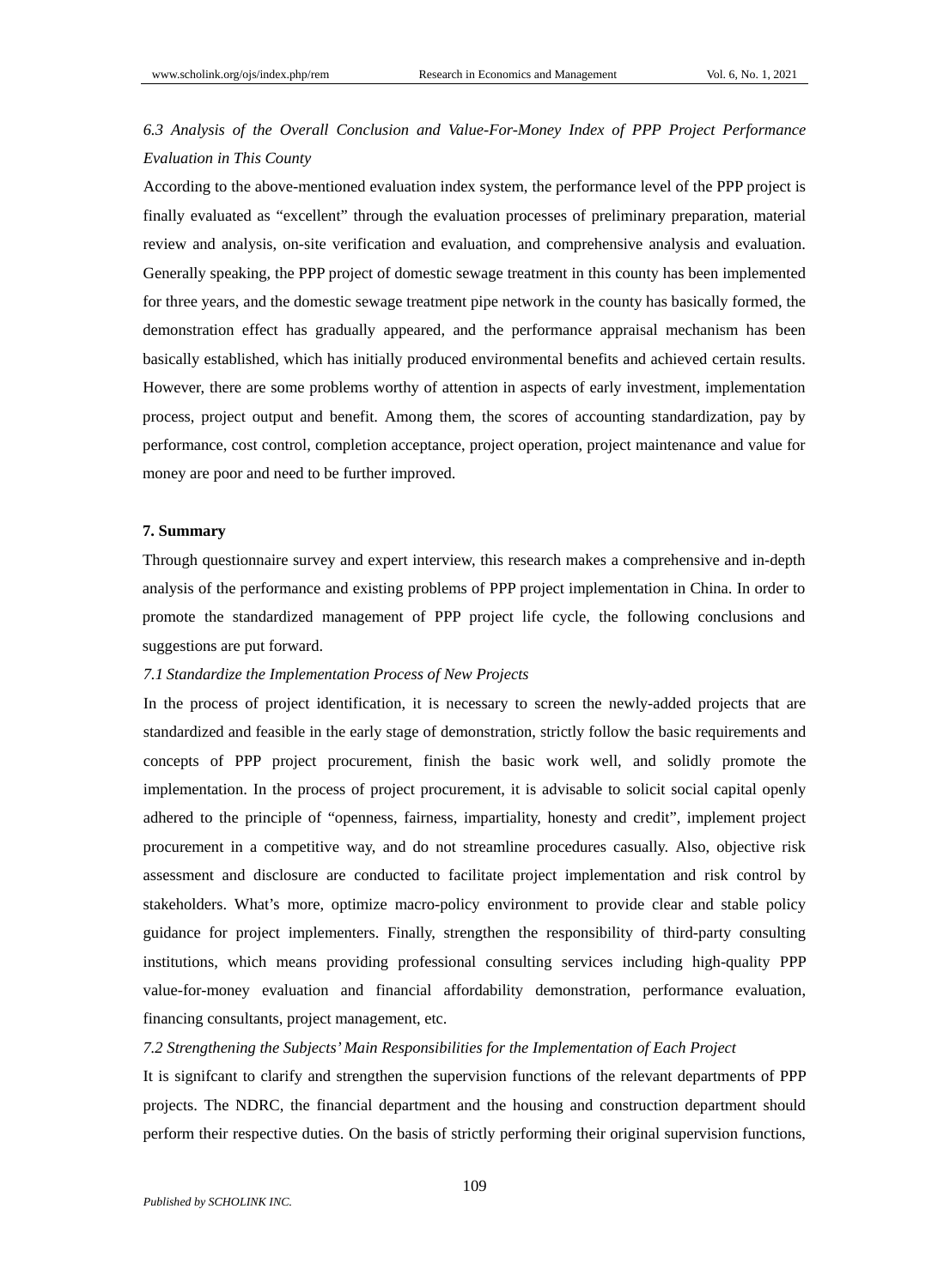### *6.3 Analysis of the Overall Conclusion and Value-For-Money Index of PPP Project Performance Evaluation in This County*

According to the above-mentioned evaluation index system, the performance level of the PPP project is finally evaluated as "excellent" through the evaluation processes of preliminary preparation, material review and analysis, on-site verification and evaluation, and comprehensive analysis and evaluation. Generally speaking, the PPP project of domestic sewage treatment in this county has been implemented for three years, and the domestic sewage treatment pipe network in the county has basically formed, the demonstration effect has gradually appeared, and the performance appraisal mechanism has been basically established, which has initially produced environmental benefits and achieved certain results. However, there are some problems worthy of attention in aspects of early investment, implementation process, project output and benefit. Among them, the scores of accounting standardization, pay by performance, cost control, completion acceptance, project operation, project maintenance and value for money are poor and need to be further improved.

## 7. Summary

Through questionnaire survey and expert interview, this research makes a comprehensive and in-depth analysis of the performance and existing problems of PPP project implementation in China. In order to promote the standardized management of PPP project life cycle, the following conclusions and suggestions are put forward.

### *7.1 Standardize the Implementation Process of New Projects*

In the process of project identification, it is necessary to screen the newly-added projects that are standardized and feasible in the early stage of demonstration, strictly follow the basic requirements and concepts of PPP project procurement, finish the basic work well, and solidly promote the implementation. In the process of project procurement, it is advisable to solicit social capital openly adhered to the principle of "openness, fairness, impartiality, honesty and credit", implement project procurement in a competitive way, and do not streamline procedures casually. Also, objective risk assessment and disclosure are conducted to facilitate project implementation and risk control by stakeholders. What's more, optimize macro-policy environment to provide clear and stable policy guidance for project implementers. Finally, strengthen the responsibility of third-party consulting institutions, which means providing professional consulting services including high-quality PPP value-for-money evaluation and financial affordability demonstration, performance evaluation, financing consultants, project management, etc.

### *7.2 Strengthening the Subjects' Main Responsibilities for the Implementation of Each Project*

It is signifcant to clarify and strengthen the supervision functions of the relevant departments of PPP projects. The NDRC, the financial department and the housing and construction department should perform their respective duties. On the basis of strictly performing their original supervision functions,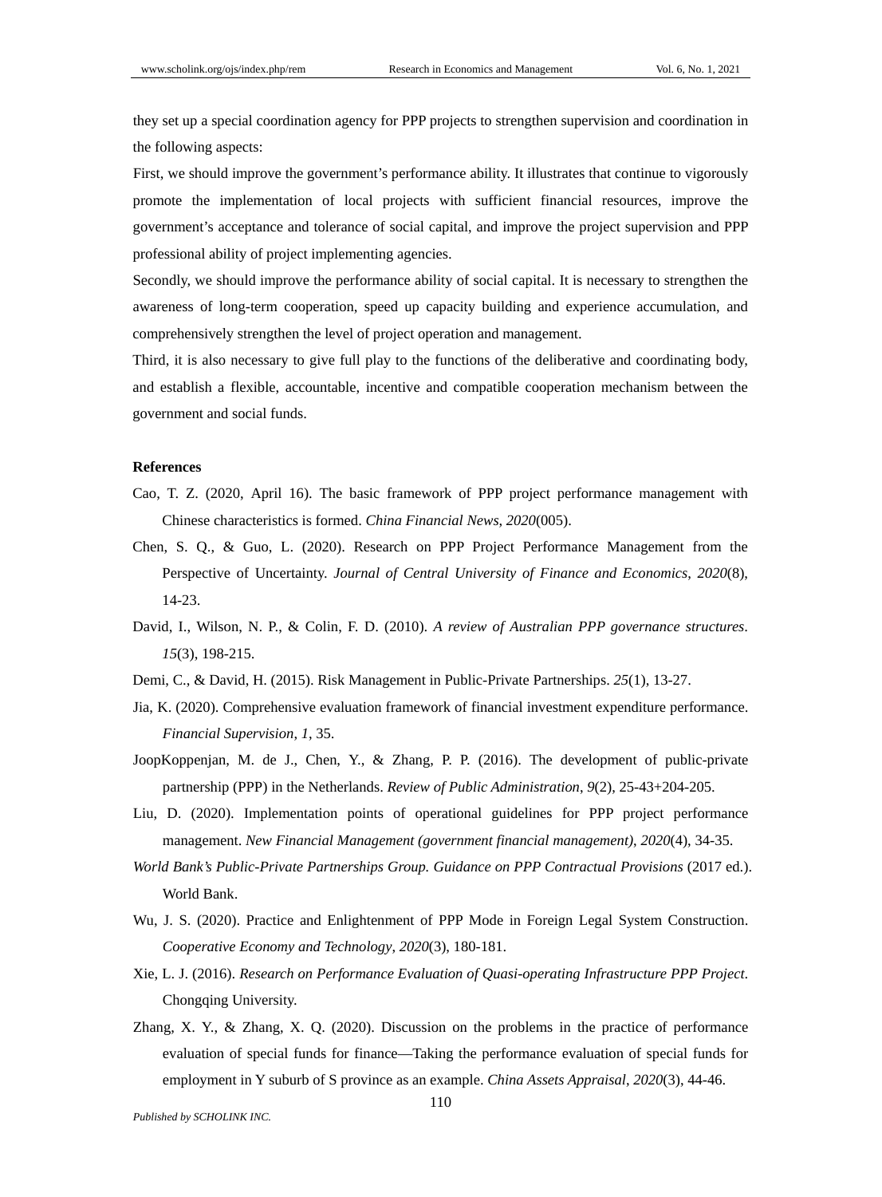they set up a special coordination agency for PPP projects to strengthen supervision and coordination in the following aspects:

First, we should improve the government's performance ability. It illustrates that continue to vigorously promote the implementation of local projects with sufficient financial resources, improve the government's acceptance and tolerance of social capital, and improve the project supervision and PPP professional ability of project implementing agencies.

Secondly, we should improve the performance ability of social capital. It is necessary to strengthen the awareness of long-term cooperation, speed up capacity building and experience accumulation, and comprehensively strengthen the level of project operation and management.

Third, it is also necessary to give full play to the functions of the deliberative and coordinating body, and establish a flexible, accountable, incentive and compatible cooperation mechanism between the government and social funds.

## References

Cao, T. Z. (2020, April 16). The basic framework of PPP project performance management with Chinese characteristics is formed. *China Financial News*, *2020*(005).

Chen, S. Q., & Guo, L. (2020). Research on PPP Project Performance Management from the Perspective of Uncertainty. *Journal of Central University of Finance and Economics*, *2020*(8), 14-23.

David, I., Wilson, N. P., & Colin, F. D. (2010). *A review of Australian PPP governance structures*. *15*(3), 198-215.

Demi, C., & David, H. (2015). Risk Management in Public-Private Partnerships. *25*(1), 13-27.

Jia, K. (2020). Comprehensive evaluation framework of financial investment expenditure performance. *Financial Supervision*, *1*, 35.

JoopKoppenjan, M. de J., Chen, Y., & Zhang, P. P. (2016). The development of public-private partnership (PPP) in the Netherlands. *Review of Public Administration*, *9*(2), 25-43+204-205.

Liu, D. (2020). Implementation points of operational guidelines for PPP project performance management. *New Financial Management (government financial management)*, *2020*(4), 34-35.

*World Bank's Public-Private Partnerships Group. Guidance on PPP Contractual Provisions* (2017 ed.). World Bank.

Wu, J. S. (2020). Practice and Enlightenment of PPP Mode in Foreign Legal System Construction. *Cooperative Economy and Technology*, *2020*(3), 180-181.

Xie, L. J. (2016). *Research on Performance Evaluation of Quasi-operating Infrastructure PPP Project*. Chongqing University.

Zhang, X. Y., & Zhang, X. Q. (2020). Discussion on the problems in the practice of performance evaluation of special funds for finance—Taking the performance evaluation of special funds for employment in Y suburb of S province as an example. *China Assets Appraisal*, *2020*(3), 44-46.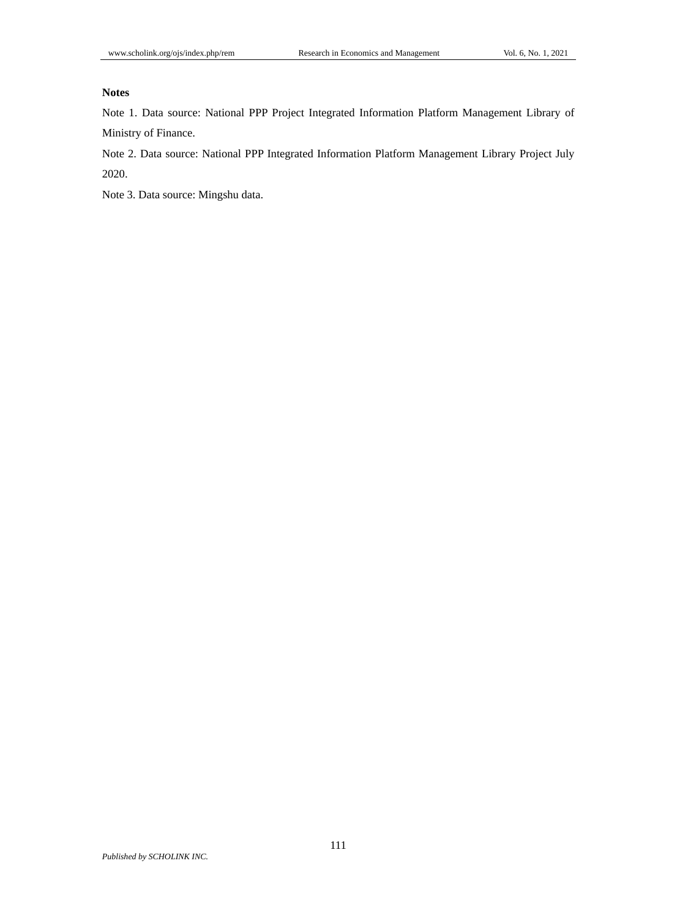## Notes

Note 1. Data source: National PPP Project Integrated Information Platform Management Library of Ministry of Finance.

Note 2. Data source: National PPP Integrated Information Platform Management Library Project July 2020.

Note 3. Data source: Mingshu data.